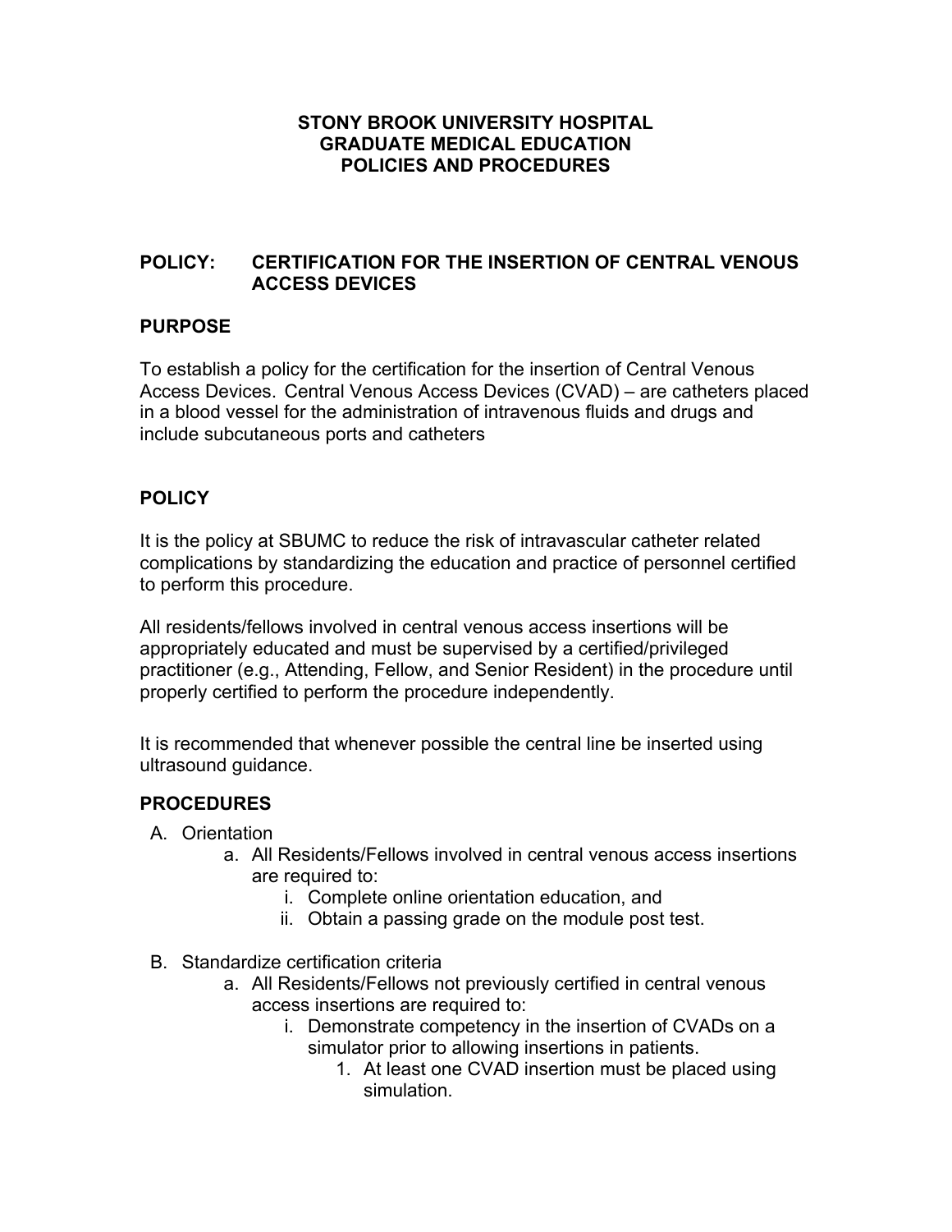**STONY BROOK UNIVERSITY HOSPITAL**
**GRADUATE MEDICAL EDUCATION**
**POLICIES AND PROCEDURES**

## POLICY: CERTIFICATION FOR THE INSERTION OF CENTRAL VENOUS ACCESS DEVICES

## PURPOSE

To establish a policy for the certification for the insertion of Central Venous Access Devices. Central Venous Access Devices (CVAD) – are catheters placed in a blood vessel for the administration of intravenous fluids and drugs and include subcutaneous ports and catheters

## POLICY

It is the policy at SBUMC to reduce the risk of intravascular catheter related complications by standardizing the education and practice of personnel certified to perform this procedure.

All residents/fellows involved in central venous access insertions will be appropriately educated and must be supervised by a certified/privileged practitioner (e.g., Attending, Fellow, and Senior Resident) in the procedure until properly certified to perform the procedure independently.

It is recommended that whenever possible the central line be inserted using ultrasound guidance.

## PROCEDURES

A. Orientation
   a. All Residents/Fellows involved in central venous access insertions are required to:
      i. Complete online orientation education, and
      ii. Obtain a passing grade on the module post test.

B. Standardize certification criteria
   a. All Residents/Fellows not previously certified in central venous access insertions are required to:
      i. Demonstrate competency in the insertion of CVADs on a simulator prior to allowing insertions in patients.
         1. At least one CVAD insertion must be placed using simulation.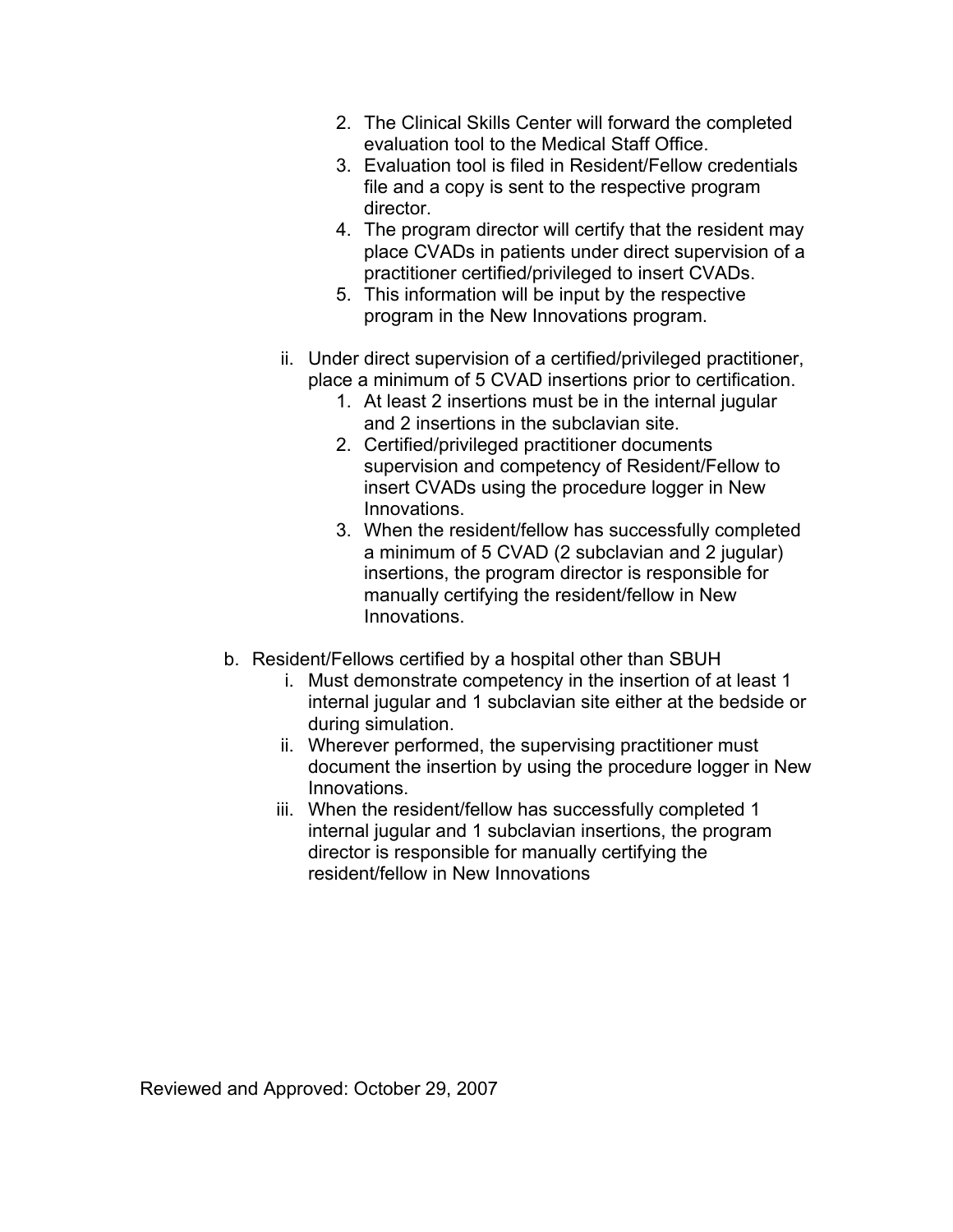2. The Clinical Skills Center will forward the completed evaluation tool to the Medical Staff Office.
3. Evaluation tool is filed in Resident/Fellow credentials file and a copy is sent to the respective program director.
4. The program director will certify that the resident may place CVADs in patients under direct supervision of a practitioner certified/privileged to insert CVADs.
5. This information will be input by the respective program in the New Innovations program.

ii. Under direct supervision of a certified/privileged practitioner, place a minimum of 5 CVAD insertions prior to certification.

1. At least 2 insertions must be in the internal jugular and 2 insertions in the subclavian site.
2. Certified/privileged practitioner documents supervision and competency of Resident/Fellow to insert CVADs using the procedure logger in New Innovations.
3. When the resident/fellow has successfully completed a minimum of 5 CVAD (2 subclavian and 2 jugular) insertions, the program director is responsible for manually certifying the resident/fellow in New Innovations.

b. Resident/Fellows certified by a hospital other than SBUH

i. Must demonstrate competency in the insertion of at least 1 internal jugular and 1 subclavian site either at the bedside or during simulation.

ii. Wherever performed, the supervising practitioner must document the insertion by using the procedure logger in New Innovations.

iii. When the resident/fellow has successfully completed 1 internal jugular and 1 subclavian insertions, the program director is responsible for manually certifying the resident/fellow in New Innovations

Reviewed and Approved: October 29, 2007